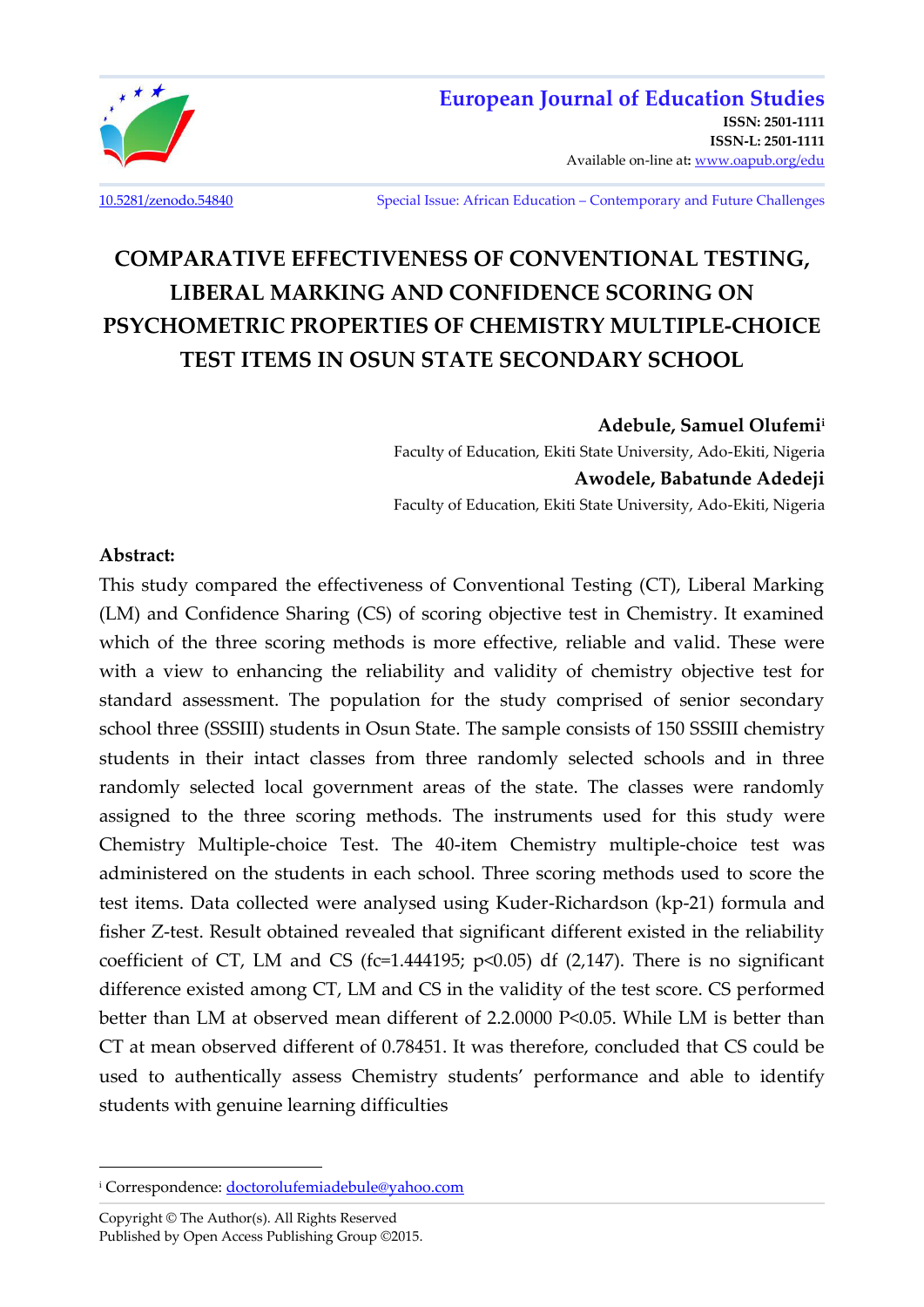**European Journal of Education Studies**
**ISSN: 2501-1111**
**ISSN-L: 2501-1111**
Available on-line at: www.oapub.org/edu

10.5281/zenodo.54840

Special Issue: African Education – Contemporary and Future Challenges

# COMPARATIVE EFFECTIVENESS OF CONVENTIONAL TESTING, LIBERAL MARKING AND CONFIDENCE SCORING ON PSYCHOMETRIC PROPERTIES OF CHEMISTRY MULTIPLE-CHOICE TEST ITEMS IN OSUN STATE SECONDARY SCHOOL

**Adebule, Samuel Olufemi**[i]
Faculty of Education, Ekiti State University, Ado-Ekiti, Nigeria

**Awodele, Babatunde Adedeji**
Faculty of Education, Ekiti State University, Ado-Ekiti, Nigeria

**Abstract:**

This study compared the effectiveness of Conventional Testing (CT), Liberal Marking (LM) and Confidence Sharing (CS) of scoring objective test in Chemistry. It examined which of the three scoring methods is more effective, reliable and valid. These were with a view to enhancing the reliability and validity of chemistry objective test for standard assessment. The population for the study comprised of senior secondary school three (SSSIII) students in Osun State. The sample consists of 150 SSSIII chemistry students in their intact classes from three randomly selected schools and in three randomly selected local government areas of the state. The classes were randomly assigned to the three scoring methods. The instruments used for this study were Chemistry Multiple-choice Test. The 40-item Chemistry multiple-choice test was administered on the students in each school. Three scoring methods used to score the test items. Data collected were analysed using Kuder-Richardson (kp-21) formula and fisher Z-test. Result obtained revealed that significant different existed in the reliability coefficient of CT, LM and CS (fc=1.444195; p<0.05) df (2,147). There is no significant difference existed among CT, LM and CS in the validity of the test score. CS performed better than LM at observed mean different of 2.2.0000 P<0.05. While LM is better than CT at mean observed different of 0.78451. It was therefore, concluded that CS could be used to authentically assess Chemistry students' performance and able to identify students with genuine learning difficulties

---

[i] Correspondence: doctorolufemiadebule@yahoo.com

Copyright © The Author(s). All Rights Reserved
Published by Open Access Publishing Group ©2015.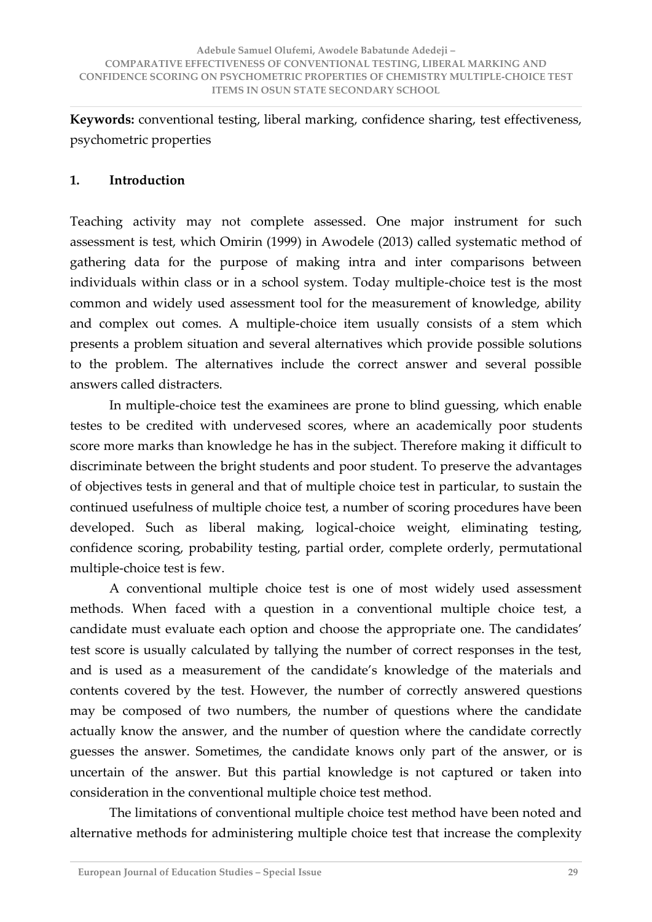**Keywords:** conventional testing, liberal marking, confidence sharing, test effectiveness, psychometric properties

## 1. Introduction

Teaching activity may not complete assessed. One major instrument for such assessment is test, which Omirin (1999) in Awodele (2013) called systematic method of gathering data for the purpose of making intra and inter comparisons between individuals within class or in a school system. Today multiple-choice test is the most common and widely used assessment tool for the measurement of knowledge, ability and complex out comes. A multiple-choice item usually consists of a stem which presents a problem situation and several alternatives which provide possible solutions to the problem. The alternatives include the correct answer and several possible answers called distracters.

In multiple-choice test the examinees are prone to blind guessing, which enable testes to be credited with undervesed scores, where an academically poor students score more marks than knowledge he has in the subject. Therefore making it difficult to discriminate between the bright students and poor student. To preserve the advantages of objectives tests in general and that of multiple choice test in particular, to sustain the continued usefulness of multiple choice test, a number of scoring procedures have been developed. Such as liberal making, logical-choice weight, eliminating testing, confidence scoring, probability testing, partial order, complete orderly, permutational multiple-choice test is few.

A conventional multiple choice test is one of most widely used assessment methods. When faced with a question in a conventional multiple choice test, a candidate must evaluate each option and choose the appropriate one. The candidates' test score is usually calculated by tallying the number of correct responses in the test, and is used as a measurement of the candidate's knowledge of the materials and contents covered by the test. However, the number of correctly answered questions may be composed of two numbers, the number of questions where the candidate actually know the answer, and the number of question where the candidate correctly guesses the answer. Sometimes, the candidate knows only part of the answer, or is uncertain of the answer. But this partial knowledge is not captured or taken into consideration in the conventional multiple choice test method.

The limitations of conventional multiple choice test method have been noted and alternative methods for administering multiple choice test that increase the complexity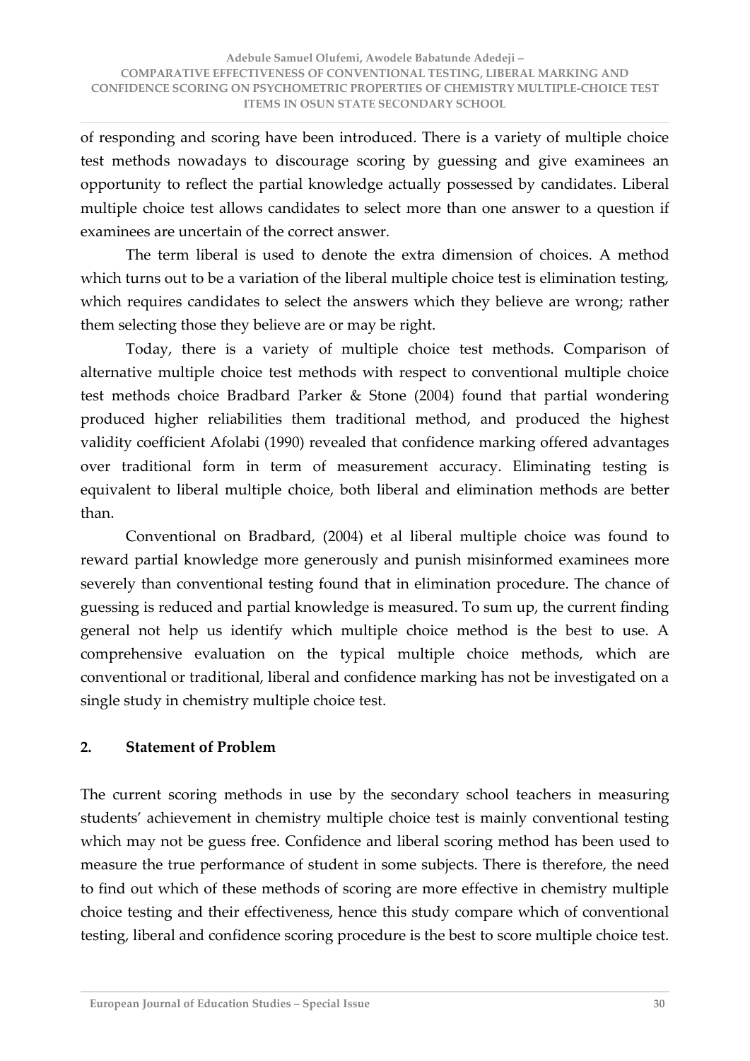of responding and scoring have been introduced. There is a variety of multiple choice test methods nowadays to discourage scoring by guessing and give examinees an opportunity to reflect the partial knowledge actually possessed by candidates. Liberal multiple choice test allows candidates to select more than one answer to a question if examinees are uncertain of the correct answer.

The term liberal is used to denote the extra dimension of choices. A method which turns out to be a variation of the liberal multiple choice test is elimination testing, which requires candidates to select the answers which they believe are wrong; rather them selecting those they believe are or may be right.

Today, there is a variety of multiple choice test methods. Comparison of alternative multiple choice test methods with respect to conventional multiple choice test methods choice Bradbard Parker & Stone (2004) found that partial wondering produced higher reliabilities them traditional method, and produced the highest validity coefficient Afolabi (1990) revealed that confidence marking offered advantages over traditional form in term of measurement accuracy. Eliminating testing is equivalent to liberal multiple choice, both liberal and elimination methods are better than.

Conventional on Bradbard, (2004) et al liberal multiple choice was found to reward partial knowledge more generously and punish misinformed examinees more severely than conventional testing found that in elimination procedure. The chance of guessing is reduced and partial knowledge is measured. To sum up, the current finding general not help us identify which multiple choice method is the best to use. A comprehensive evaluation on the typical multiple choice methods, which are conventional or traditional, liberal and confidence marking has not be investigated on a single study in chemistry multiple choice test.

## 2. Statement of Problem

The current scoring methods in use by the secondary school teachers in measuring students' achievement in chemistry multiple choice test is mainly conventional testing which may not be guess free. Confidence and liberal scoring method has been used to measure the true performance of student in some subjects. There is therefore, the need to find out which of these methods of scoring are more effective in chemistry multiple choice testing and their effectiveness, hence this study compare which of conventional testing, liberal and confidence scoring procedure is the best to score multiple choice test.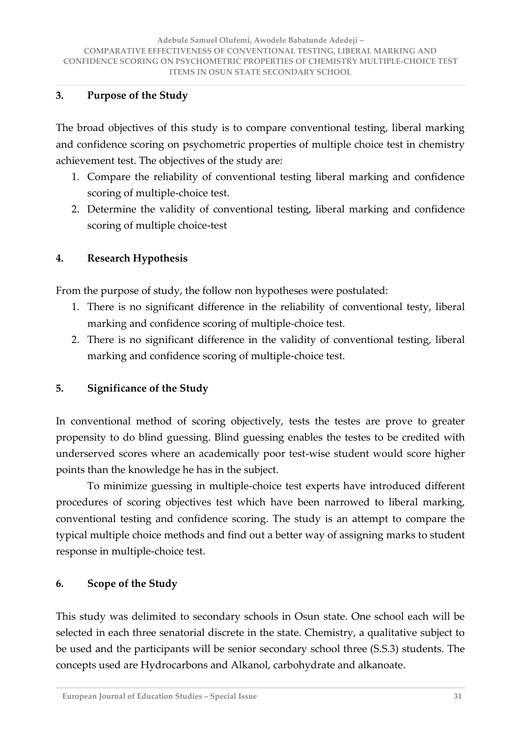## 3. Purpose of the Study

The broad objectives of this study is to compare conventional testing, liberal marking and confidence scoring on psychometric properties of multiple choice test in chemistry achievement test. The objectives of the study are:

1. Compare the reliability of conventional testing liberal marking and confidence scoring of multiple-choice test.
2. Determine the validity of conventional testing, liberal marking and confidence scoring of multiple choice-test

## 4. Research Hypothesis

From the purpose of study, the follow non hypotheses were postulated:

1. There is no significant difference in the reliability of conventional testy, liberal marking and confidence scoring of multiple-choice test.
2. There is no significant difference in the validity of conventional testing, liberal marking and confidence scoring of multiple-choice test.

## 5. Significance of the Study

In conventional method of scoring objectively, tests the testes are prove to greater propensity to do blind guessing. Blind guessing enables the testes to be credited with underserved scores where an academically poor test-wise student would score higher points than the knowledge he has in the subject.

To minimize guessing in multiple-choice test experts have introduced different procedures of scoring objectives test which have been narrowed to liberal marking, conventional testing and confidence scoring. The study is an attempt to compare the typical multiple choice methods and find out a better way of assigning marks to student response in multiple-choice test.

## 6. Scope of the Study

This study was delimited to secondary schools in Osun state. One school each will be selected in each three senatorial discrete in the state. Chemistry, a qualitative subject to be used and the participants will be senior secondary school three (S.S.3) students. The concepts used are Hydrocarbons and Alkanol, carbohydrate and alkanoate.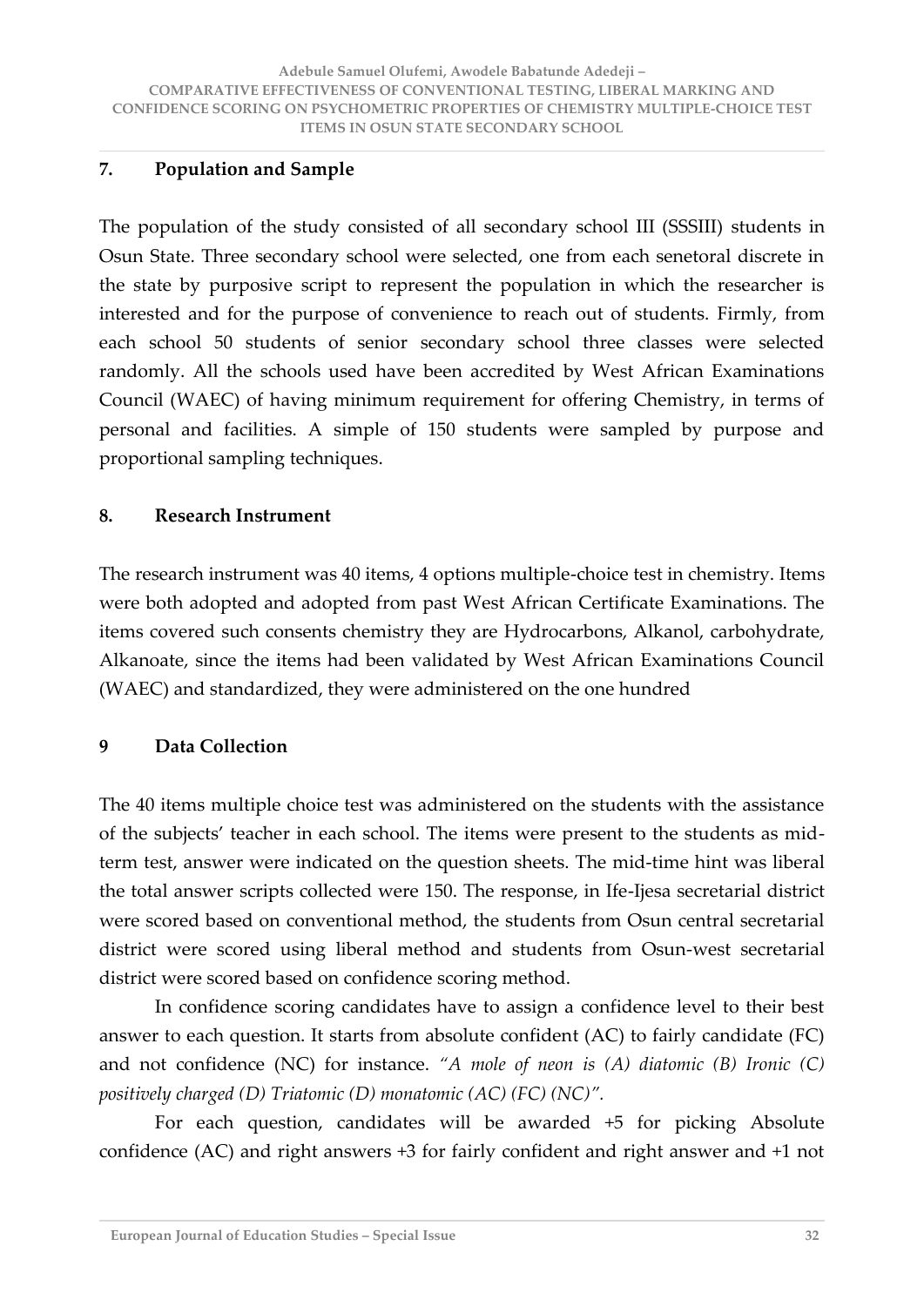## 7. Population and Sample

The population of the study consisted of all secondary school III (SSSIII) students in Osun State. Three secondary school were selected, one from each senetoral discrete in the state by purposive script to represent the population in which the researcher is interested and for the purpose of convenience to reach out of students. Firmly, from each school 50 students of senior secondary school three classes were selected randomly. All the schools used have been accredited by West African Examinations Council (WAEC) of having minimum requirement for offering Chemistry, in terms of personal and facilities. A simple of 150 students were sampled by purpose and proportional sampling techniques.

## 8. Research Instrument

The research instrument was 40 items, 4 options multiple-choice test in chemistry. Items were both adopted and adopted from past West African Certificate Examinations. The items covered such consents chemistry they are Hydrocarbons, Alkanol, carbohydrate, Alkanoate, since the items had been validated by West African Examinations Council (WAEC) and standardized, they were administered on the one hundred

## 9 Data Collection

The 40 items multiple choice test was administered on the students with the assistance of the subjects' teacher in each school. The items were present to the students as mid-term test, answer were indicated on the question sheets. The mid-time hint was liberal the total answer scripts collected were 150. The response, in Ife-Ijesa secretarial district were scored based on conventional method, the students from Osun central secretarial district were scored using liberal method and students from Osun-west secretarial district were scored based on confidence scoring method.

In confidence scoring candidates have to assign a confidence level to their best answer to each question. It starts from absolute confident (AC) to fairly candidate (FC) and not confidence (NC) for instance. *"A mole of neon is (A) diatomic (B) Ironic (C) positively charged (D) Triatomic (D) monatomic (AC) (FC) (NC)".*

For each question, candidates will be awarded +5 for picking Absolute confidence (AC) and right answers +3 for fairly confident and right answer and +1 not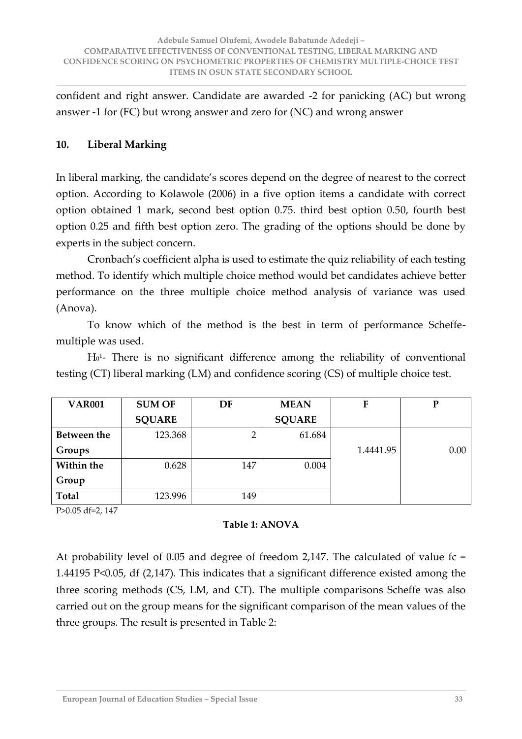confident and right answer. Candidate are awarded -2 for panicking (AC) but wrong answer -1 for (FC) but wrong answer and zero for (NC) and wrong answer

## 10. Liberal Marking

In liberal marking, the candidate's scores depend on the degree of nearest to the correct option. According to Kolawole (2006) in a five option items a candidate with correct option obtained 1 mark, second best option 0.75. third best option 0.50, fourth best option 0.25 and fifth best option zero. The grading of the options should be done by experts in the subject concern.

Cronbach's coefficient alpha is used to estimate the quiz reliability of each testing method. To identify which multiple choice method would bet candidates achieve better performance on the three multiple choice method analysis of variance was used (Anova).

To know which of the method is the best in term of performance Scheffe-multiple was used.

$H_0{}^1$- There is no significant difference among the reliability of conventional testing (CT) liberal marking (LM) and confidence scoring (CS) of multiple choice test.

| VAR001 | SUM OF SQUARE | DF | MEAN SQUARE | F | P |
|---|---|---|---|---|---|
| Between the Groups | 123.368 | 2 | 61.684 | 1.4441.95 | 0.00 |
| Within the Group | 0.628 | 147 | 0.004 | | |
| Total | 123.996 | 149 | | | |

P>0.05 df=2, 147

**Table 1: ANOVA**

At probability level of 0.05 and degree of freedom 2,147. The calculated of value fc = 1.44195 P<0.05, df (2,147). This indicates that a significant difference existed among the three scoring methods (CS, LM, and CT). The multiple comparisons Scheffe was also carried out on the group means for the significant comparison of the mean values of the three groups. The result is presented in Table 2: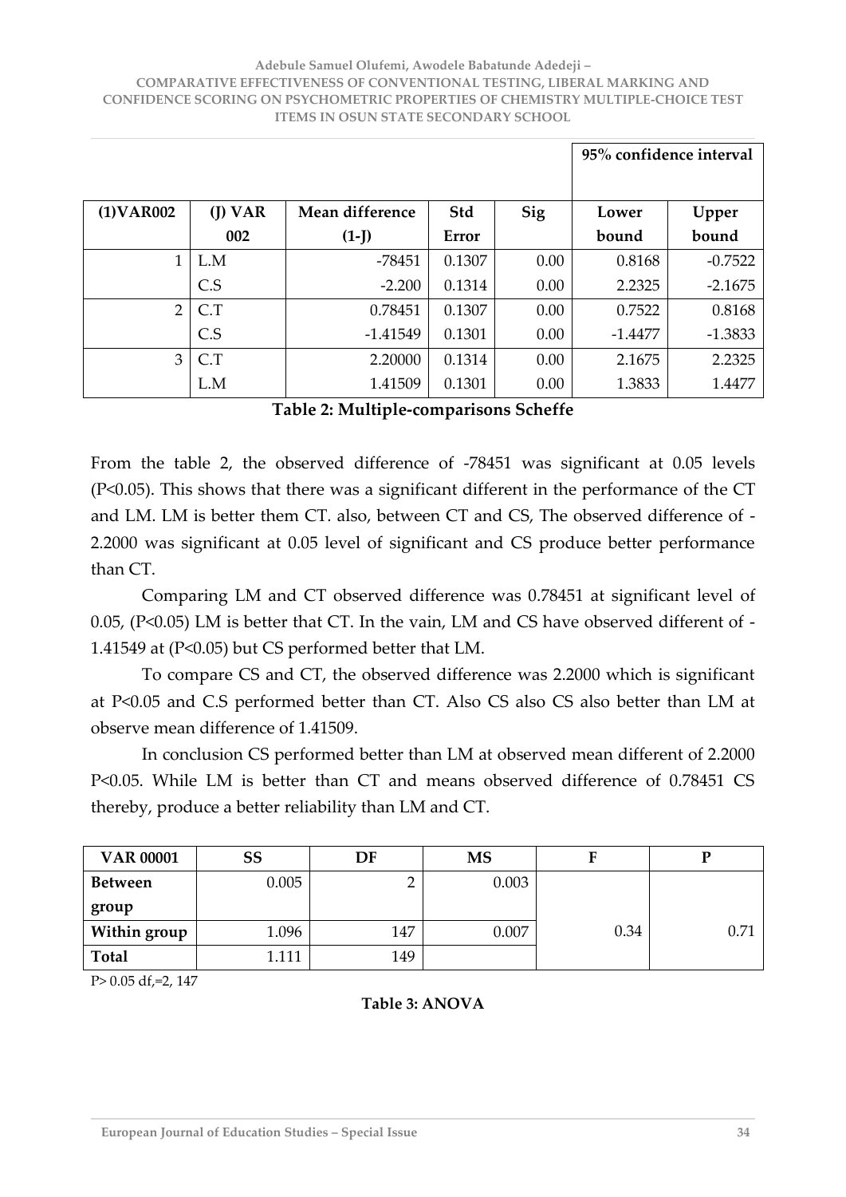| (1)VAR002 | (J) VAR 002 | Mean difference (1-J) | Std Error | Sig | 95% confidence interval Lower bound | Upper bound |
|---|---|---|---|---|---|---|
| 1 | L.M | -78451 | 0.1307 | 0.00 | 0.8168 | -0.7522 |
| | C.S | -2.200 | 0.1314 | 0.00 | 2.2325 | -2.1675 |
| 2 | C.T | 0.78451 | 0.1307 | 0.00 | 0.7522 | 0.8168 |
| | C.S | -1.41549 | 0.1301 | 0.00 | -1.4477 | -1.3833 |
| 3 | C.T | 2.20000 | 0.1314 | 0.00 | 2.1675 | 2.2325 |
| | L.M | 1.41509 | 0.1301 | 0.00 | 1.3833 | 1.4477 |

**Table 2: Multiple-comparisons Scheffe**

From the table 2, the observed difference of -78451 was significant at 0.05 levels ($P<0.05$). This shows that there was a significant different in the performance of the CT and LM. LM is better them CT. also, between CT and CS, The observed difference of -2.2000 was significant at 0.05 level of significant and CS produce better performance than CT.

Comparing LM and CT observed difference was 0.78451 at significant level of 0.05, ($P<0.05$) LM is better that CT. In the vain, LM and CS have observed different of -1.41549 at ($P<0.05$) but CS performed better that LM.

To compare CS and CT, the observed difference was 2.2000 which is significant at $P<0.05$ and C.S performed better than CT. Also CS also CS also better than LM at observe mean difference of 1.41509.

In conclusion CS performed better than LM at observed mean different of 2.2000 $P<0.05$. While LM is better than CT and means observed difference of 0.78451 CS thereby, produce a better reliability than LM and CT.

| VAR 00001 | SS | DF | MS | F | P |
|---|---|---|---|---|---|
| Between group | 0.005 | 2 | 0.003 | | |
| Within group | 1.096 | 147 | 0.007 | 0.34 | 0.71 |
| Total | 1.111 | 149 | | | |

$P> 0.05$ df,=2, 147

**Table 3: ANOVA**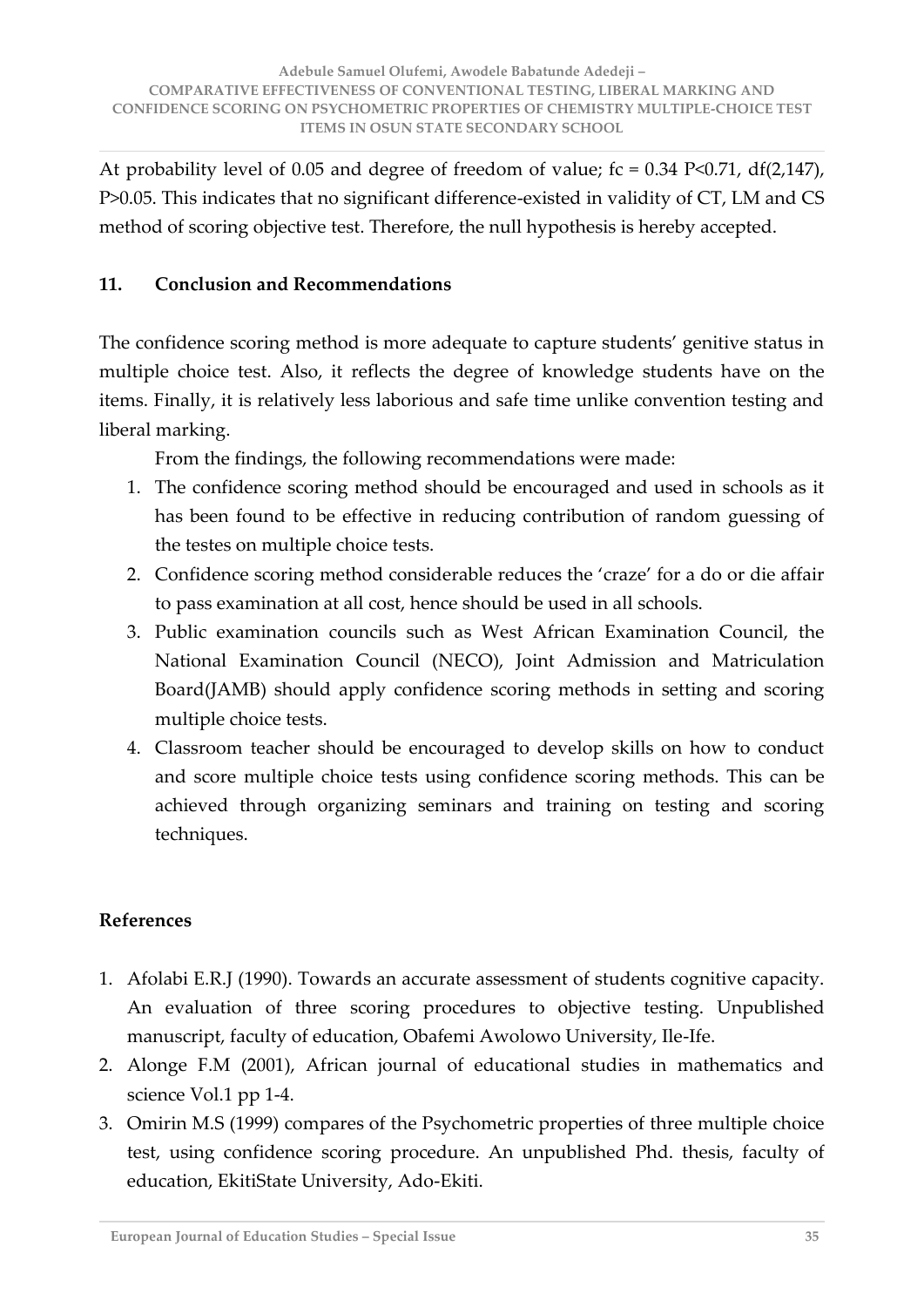At probability level of 0.05 and degree of freedom of value; fc = 0.34 $P<0.71$, df(2,147), $P>0.05$. This indicates that no significant difference-existed in validity of CT, LM and CS method of scoring objective test. Therefore, the null hypothesis is hereby accepted.

## 11. Conclusion and Recommendations

The confidence scoring method is more adequate to capture students' genitive status in multiple choice test. Also, it reflects the degree of knowledge students have on the items. Finally, it is relatively less laborious and safe time unlike convention testing and liberal marking.

From the findings, the following recommendations were made:

1. The confidence scoring method should be encouraged and used in schools as it has been found to be effective in reducing contribution of random guessing of the testes on multiple choice tests.
2. Confidence scoring method considerable reduces the 'craze' for a do or die affair to pass examination at all cost, hence should be used in all schools.
3. Public examination councils such as West African Examination Council, the National Examination Council (NECO), Joint Admission and Matriculation Board(JAMB) should apply confidence scoring methods in setting and scoring multiple choice tests.
4. Classroom teacher should be encouraged to develop skills on how to conduct and score multiple choice tests using confidence scoring methods. This can be achieved through organizing seminars and training on testing and scoring techniques.

## References

1. Afolabi E.R.J (1990). Towards an accurate assessment of students cognitive capacity. An evaluation of three scoring procedures to objective testing. Unpublished manuscript, faculty of education, Obafemi Awolowo University, Ile-Ife.
2. Alonge F.M (2001), African journal of educational studies in mathematics and science Vol.1 pp 1-4.
3. Omirin M.S (1999) compares of the Psychometric properties of three multiple choice test, using confidence scoring procedure. An unpublished Phd. thesis, faculty of education, EkitiState University, Ado-Ekiti.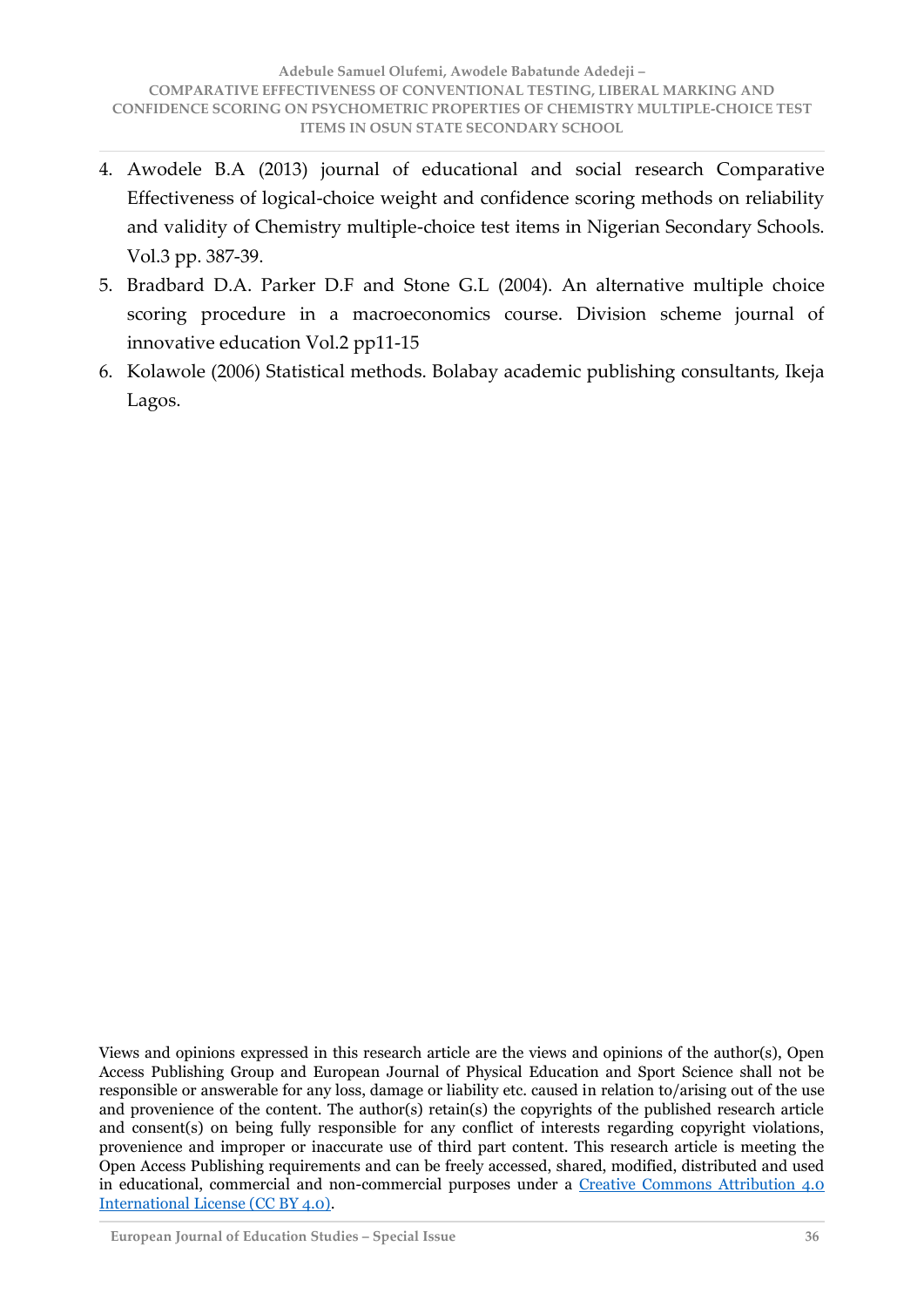4. Awodele B.A (2013) journal of educational and social research Comparative Effectiveness of logical-choice weight and confidence scoring methods on reliability and validity of Chemistry multiple-choice test items in Nigerian Secondary Schools. Vol.3 pp. 387-39.
5. Bradbard D.A. Parker D.F and Stone G.L (2004). An alternative multiple choice scoring procedure in a macroeconomics course. Division scheme journal of innovative education Vol.2 pp11-15
6. Kolawole (2006) Statistical methods. Bolabay academic publishing consultants, Ikeja Lagos.

Views and opinions expressed in this research article are the views and opinions of the author(s), Open Access Publishing Group and European Journal of Physical Education and Sport Science shall not be responsible or answerable for any loss, damage or liability etc. caused in relation to/arising out of the use and provenience of the content. The author(s) retain(s) the copyrights of the published research article and consent(s) on being fully responsible for any conflict of interests regarding copyright violations, provenience and improper or inaccurate use of third part content. This research article is meeting the Open Access Publishing requirements and can be freely accessed, shared, modified, distributed and used in educational, commercial and non-commercial purposes under a [Creative Commons Attribution 4.0 International License (CC BY 4.0)](https://creativecommons.org/licenses/by/4.0/).